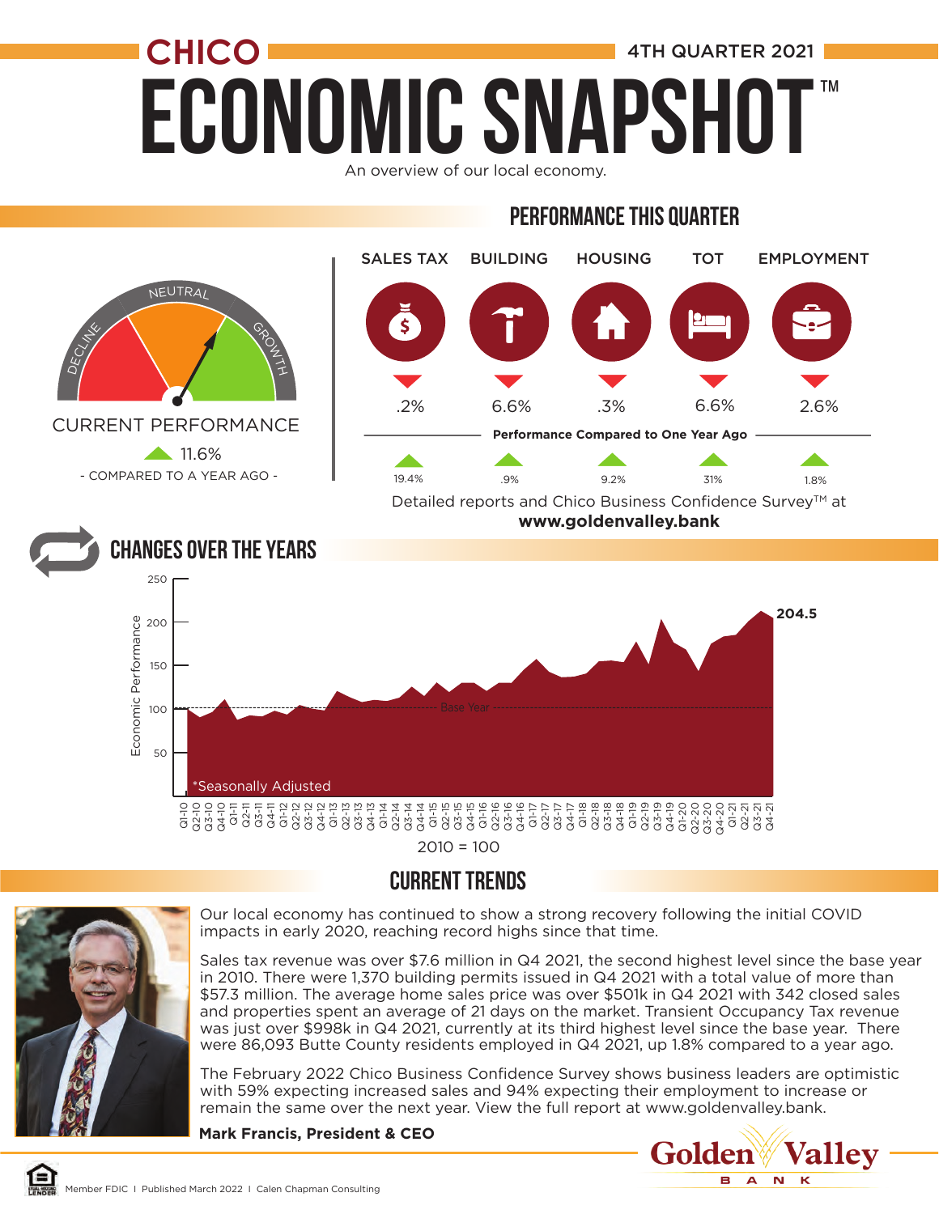# CHICO ECONOMIC SNAPSHOT™

4TH QUARTER 2021

An overview of our local economy.

## PERFORMANCE THIS QUARTER

CURRENT PERFORMANCE

▲ 11.6%

- COMPARED TO A YEAR AGO -

| | SALES TAX | BUILDING | HOUSING | TOT | EMPLOYMENT |
|---|---|---|---|---|---|
| This quarter | ▼ .2% | ▼ 6.6% | ▼ .3% | ▼ 6.6% | ▼ 2.6% |
| Performance Compared to One Year Ago | ▲ 19.4% | ▲ .9% | ▲ 9.2% | ▲ 31% | ▲ 1.8% |

Detailed reports and Chico Business Confidence Survey™ at **www.goldenvalley.bank**

## CHANGES OVER THE YEARS

Economic Performance (Q1-10 to Q4-21): 204.5 in Q4-21

*Seasonally Adjusted

2010 = 100

## CURRENT TRENDS

Our local economy has continued to show a strong recovery following the initial COVID impacts in early 2020, reaching record highs since that time.

Sales tax revenue was over $7.6 million in Q4 2021, the second highest level since the base year in 2010. There were 1,370 building permits issued in Q4 2021 with a total value of more than $57.3 million. The average home sales price was over $501k in Q4 2021 with 342 closed sales and properties spent an average of 21 days on the market. Transient Occupancy Tax revenue was just over $998k in Q4 2021, currently at its third highest level since the base year. There were 86,093 Butte County residents employed in Q4 2021, up 1.8% compared to a year ago.

The February 2022 Chico Business Confidence Survey shows business leaders are optimistic with 59% expecting increased sales and 94% expecting their employment to increase or remain the same over the next year. View the full report at www.goldenvalley.bank.

**Mark Francis, President & CEO**

Golden Valley BANK

Member FDIC | Published March 2022 | Calen Chapman Consulting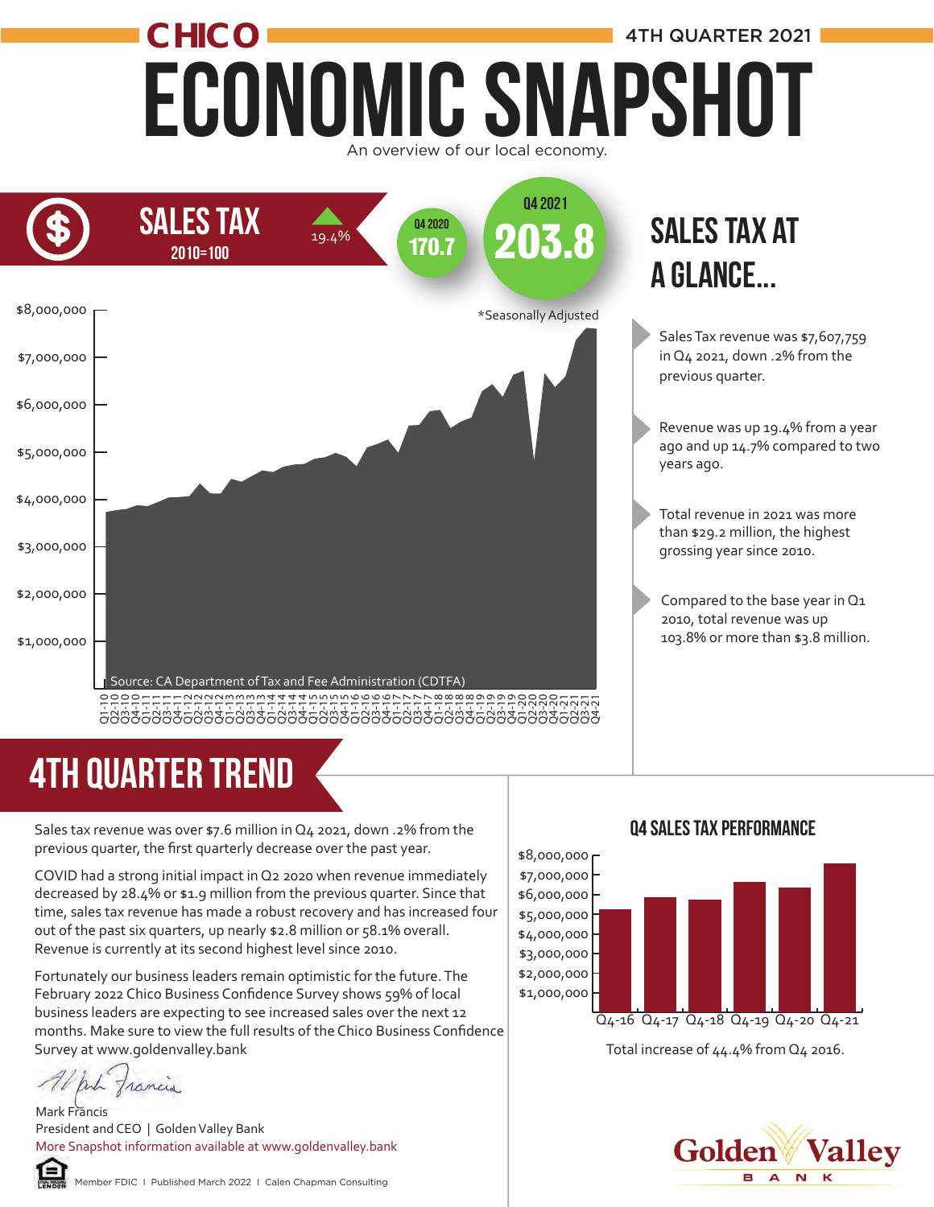# CHICO ECONOMIC SNAPSHOT

4TH QUARTER 2021

An overview of our local economy.

## SALES TAX

2010=100

▲ 19.4%

Q4 2020: 170.7

Q4 2021: 203.8

*Seasonally Adjusted

Source: CA Department of Tax and Fee Administration (CDTFA)

## SALES TAX AT A GLANCE...

- Sales Tax revenue was $7,607,759 in Q4 2021, down .2% from the previous quarter.
- Revenue was up 19.4% from a year ago and up 14.7% compared to two years ago.
- Total revenue in 2021 was more than $29.2 million, the highest grossing year since 2010.
- Compared to the base year in Q1 2010, total revenue was up 103.8% or more than $3.8 million.

## 4TH QUARTER TREND

Sales tax revenue was over $7.6 million in Q4 2021, down .2% from the previous quarter, the first quarterly decrease over the past year.

COVID had a strong initial impact in Q2 2020 when revenue immediately decreased by 28.4% or $1.9 million from the previous quarter. Since that time, sales tax revenue has made a robust recovery and has increased four out of the past six quarters, up nearly $2.8 million or 58.1% overall. Revenue is currently at its second highest level since 2010.

Fortunately our business leaders remain optimistic for the future. The February 2022 Chico Business Confidence Survey shows 59% of local business leaders are expecting to see increased sales over the next 12 months. Make sure to view the full results of the Chico Business Confidence Survey at www.goldenvalley.bank

Mark Francis
President and CEO | Golden Valley Bank
More Snapshot information available at www.goldenvalley.bank

### Q4 SALES TAX PERFORMANCE

Total increase of 44.4% from Q4 2016.

Member FDIC | Published March 2022 | Calen Chapman Consulting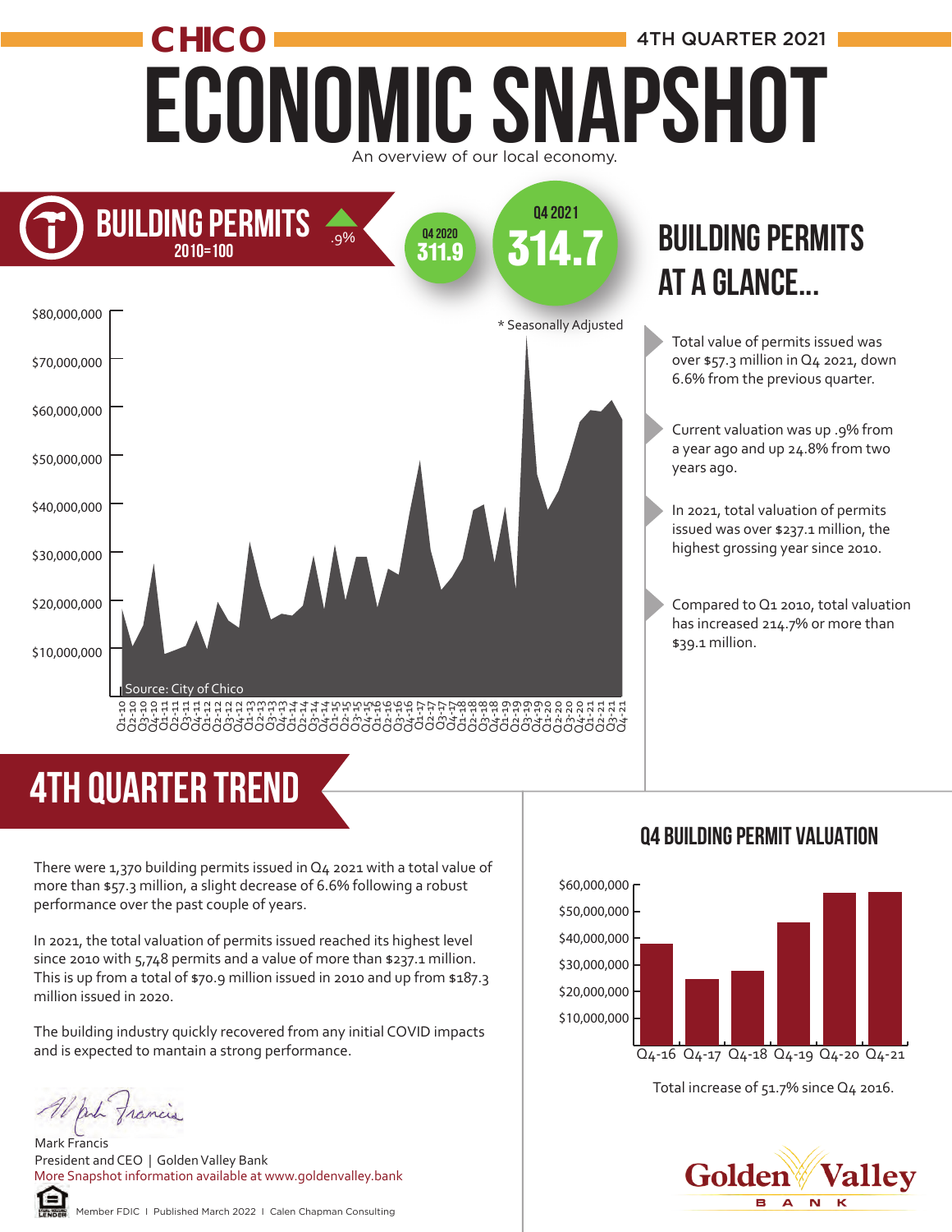# CHICO ECONOMIC SNAPSHOT

4TH QUARTER 2021

An overview of our local economy.

## BUILDING PERMITS

2010=100

▲ .9%

Q4 2020: 311.9

Q4 2021: 314.7

* Seasonally Adjusted

Source: City of Chico

## BUILDING PERMITS AT A GLANCE...

- Total value of permits issued was over $57.3 million in Q4 2021, down 6.6% from the previous quarter.
- Current valuation was up .9% from a year ago and up 24.8% from two years ago.
- In 2021, total valuation of permits issued was over $237.1 million, the highest grossing year since 2010.
- Compared to Q1 2010, total valuation has increased 214.7% or more than $39.1 million.

## 4TH QUARTER TREND

There were 1,370 building permits issued in Q4 2021 with a total value of more than $57.3 million, a slight decrease of 6.6% following a robust performance over the past couple of years.

In 2021, the total valuation of permits issued reached its highest level since 2010 with 5,748 permits and a value of more than $237.1 million. This is up from a total of $70.9 million issued in 2010 and up from $187.3 million issued in 2020.

The building industry quickly recovered from any initial COVID impacts and is expected to mantain a strong performance.

### Q4 BUILDING PERMIT VALUATION

Total increase of 51.7% since Q4 2016.

Mark Francis
President and CEO | Golden Valley Bank
More Snapshot information available at www.goldenvalley.bank

Member FDIC | Published March 2022 | Calen Chapman Consulting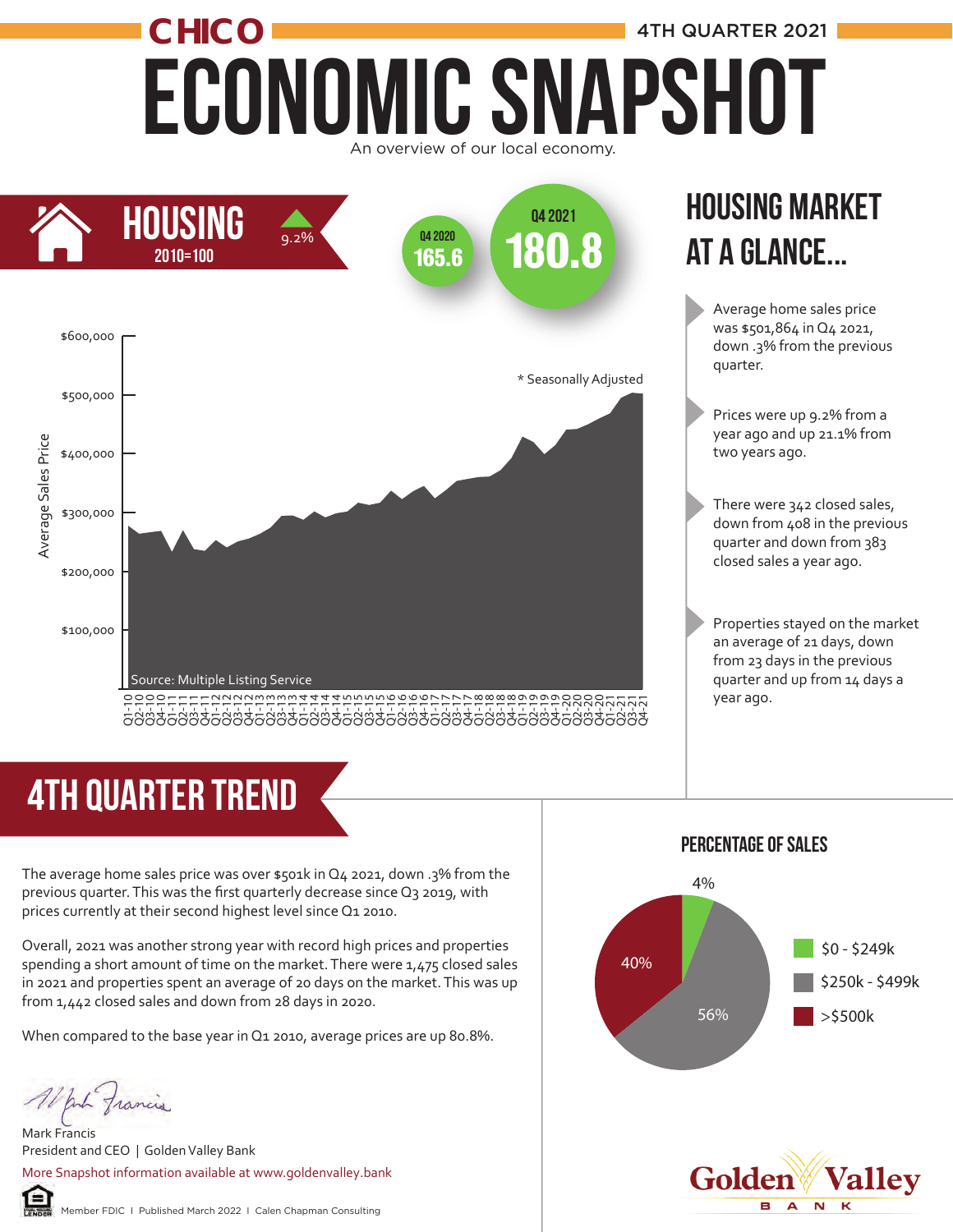# CHICO ECONOMIC SNAPSHOT

4TH QUARTER 2021

An overview of our local economy.

## HOUSING

2010=100

9.2%

Q4 2020: 165.6

Q4 2021: 180.8

* Seasonally Adjusted

Source: Multiple Listing Service

## HOUSING MARKET AT A GLANCE...

- Average home sales price was $501,864 in Q4 2021, down .3% from the previous quarter.
- Prices were up 9.2% from a year ago and up 21.1% from two years ago.
- There were 342 closed sales, down from 408 in the previous quarter and down from 383 closed sales a year ago.
- Properties stayed on the market an average of 21 days, down from 23 days in the previous quarter and up from 14 days a year ago.

## 4TH QUARTER TREND

The average home sales price was over $501k in Q4 2021, down .3% from the previous quarter. This was the first quarterly decrease since Q3 2019, with prices currently at their second highest level since Q1 2010.

Overall, 2021 was another strong year with record high prices and properties spending a short amount of time on the market. There were 1,475 closed sales in 2021 and properties spent an average of 20 days on the market. This was up from 1,442 closed sales and down from 28 days in 2020.

When compared to the base year in Q1 2010, average prices are up 80.8%.

### PERCENTAGE OF SALES

| Price Range | Percentage |
| --- | --- |
| $0 - $249k | 4% |
| $250k - $499k | 56% |
| >$500k | 40% |

Mark Francis
President and CEO | Golden Valley Bank

More Snapshot information available at www.goldenvalley.bank

Member FDIC | Published March 2022 | Calen Chapman Consulting

Golden Valley BANK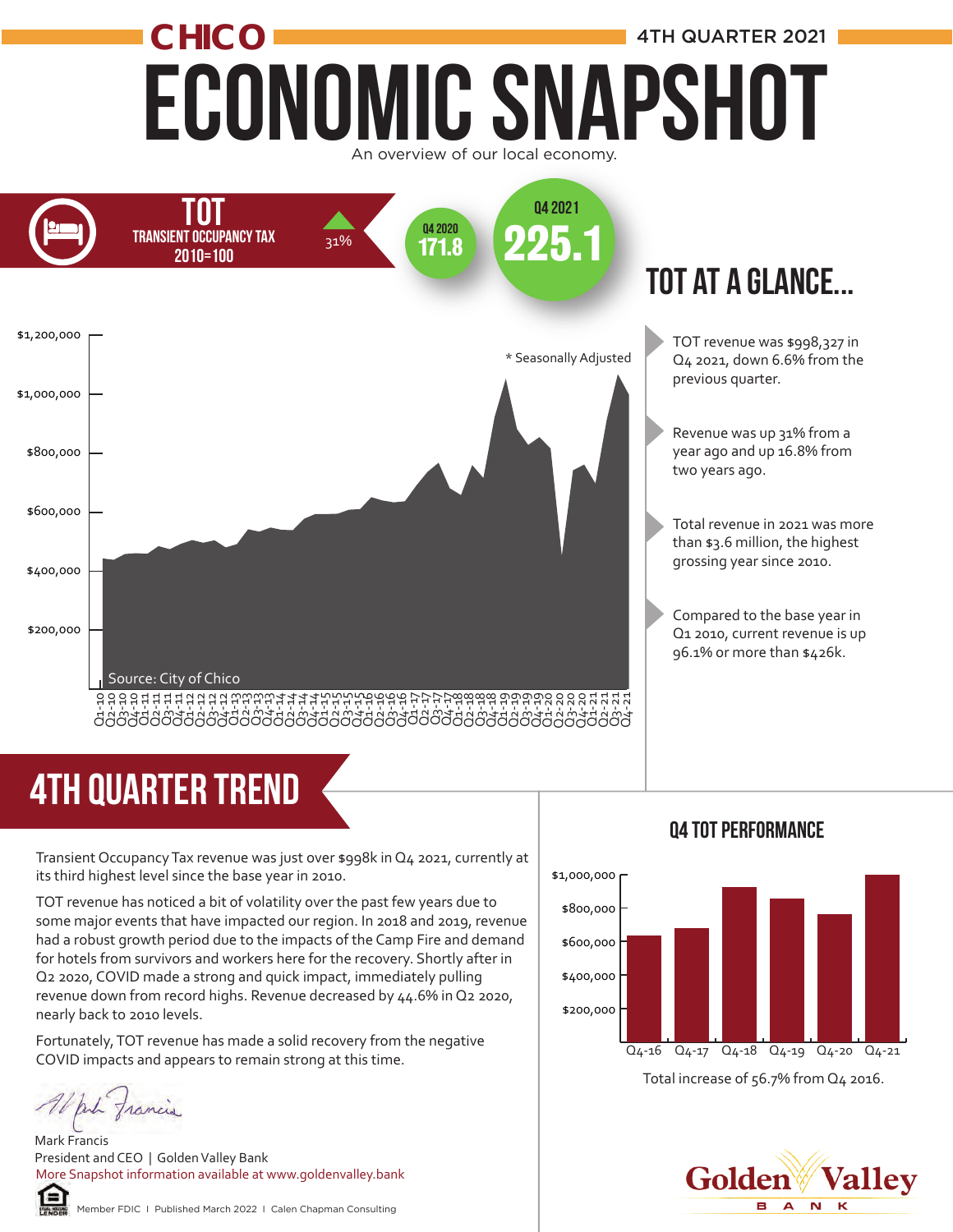# CHICO ECONOMIC SNAPSHOT

4TH QUARTER 2021

An overview of our local economy.

## TOT

TRANSIENT OCCUPANCY TAX 2010=100

▲ 31%

Q4 2020: **171.8**

Q4 2021: **225.1**

\* Seasonally Adjusted

Source: City of Chico

## TOT AT A GLANCE...

- TOT revenue was $998,327 in Q4 2021, down 6.6% from the previous quarter.
- Revenue was up 31% from a year ago and up 16.8% from two years ago.
- Total revenue in 2021 was more than $3.6 million, the highest grossing year since 2010.
- Compared to the base year in Q1 2010, current revenue is up 96.1% or more than $426k.

## 4TH QUARTER TREND

Transient Occupancy Tax revenue was just over $998k in Q4 2021, currently at its third highest level since the base year in 2010.

TOT revenue has noticed a bit of volatility over the past few years due to some major events that have impacted our region. In 2018 and 2019, revenue had a robust growth period due to the impacts of the Camp Fire and demand for hotels from survivors and workers here for the recovery. Shortly after in Q2 2020, COVID made a strong and quick impact, immediately pulling revenue down from record highs. Revenue decreased by 44.6% in Q2 2020, nearly back to 2010 levels.

Fortunately, TOT revenue has made a solid recovery from the negative COVID impacts and appears to remain strong at this time.

Mark Francis
President and CEO | Golden Valley Bank
More Snapshot information available at www.goldenvalley.bank

### Q4 TOT PERFORMANCE

Total increase of 56.7% from Q4 2016.

Member FDIC | Published March 2022 | Calen Chapman Consulting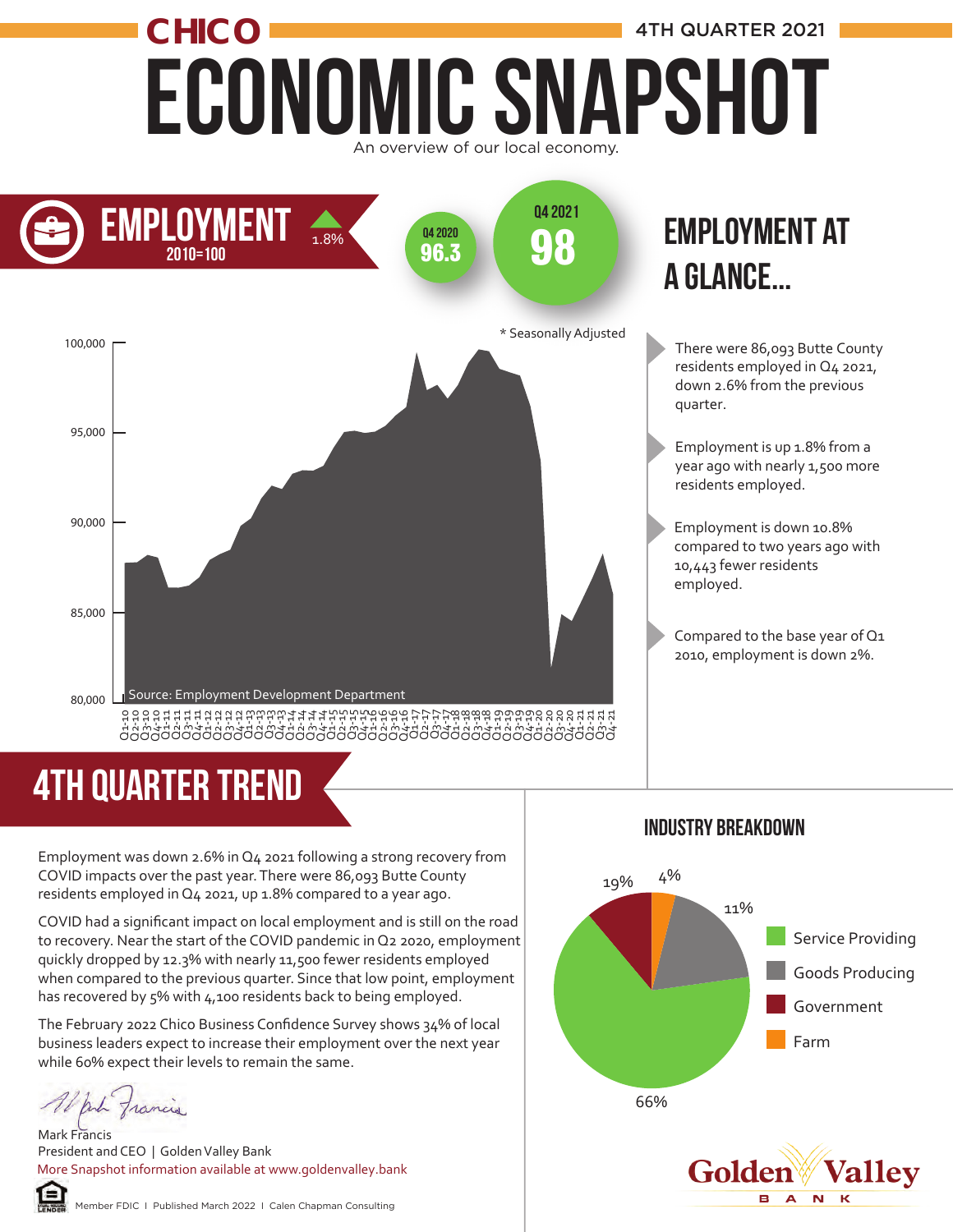# CHICO ECONOMIC SNAPSHOT

4TH QUARTER 2021

An overview of our local economy.

## EMPLOYMENT

2010=100

1.8%

Q4 2020
96.3

Q4 2021
98

* Seasonally Adjusted

100,000
95,000
90,000
85,000
80,000

Source: Employment Development Department

Q1-10 Q2-10 Q3-10 Q4-10 Q1-11 Q2-11 Q3-11 Q4-11 Q1-12 Q2-12 Q3-12 Q4-12 Q1-13 Q2-13 Q3-13 Q4-13 Q1-14 Q2-14 Q3-14 Q4-14 Q1-15 Q2-15 Q3-15 Q4-15 Q1-16 Q2-16 Q3-16 Q4-16 Q1-17 Q2-17 Q3-17 Q4-17 Q1-18 Q2-18 Q3-18 Q4-18 Q1-19 Q2-19 Q3-19 Q4-19 Q1-20 Q2-20 Q3-20 Q4-20 Q1-21 Q2-21 Q3-21 Q4-21

## EMPLOYMENT AT A GLANCE...

- There were 86,093 Butte County residents employed in Q4 2021, down 2.6% from the previous quarter.
- Employment is up 1.8% from a year ago with nearly 1,500 more residents employed.
- Employment is down 10.8% compared to two years ago with 10,443 fewer residents employed.
- Compared to the base year of Q1 2010, employment is down 2%.

## 4TH QUARTER TREND

Employment was down 2.6% in Q4 2021 following a strong recovery from COVID impacts over the past year. There were 86,093 Butte County residents employed in Q4 2021, up 1.8% compared to a year ago.

COVID had a significant impact on local employment and is still on the road to recovery. Near the start of the COVID pandemic in Q2 2020, employment quickly dropped by 12.3% with nearly 11,500 fewer residents employed when compared to the previous quarter. Since that low point, employment has recovered by 5% with 4,100 residents back to being employed.

The February 2022 Chico Business Confidence Survey shows 34% of local business leaders expect to increase their employment over the next year while 60% expect their levels to remain the same.

Mark Francis
President and CEO | Golden Valley Bank
More Snapshot information available at www.goldenvalley.bank

## INDUSTRY BREAKDOWN

19%
4%
11%
66%

Service Providing
Goods Producing
Government
Farm

Golden Valley BANK

Member FDIC | Published March 2022 | Calen Chapman Consulting